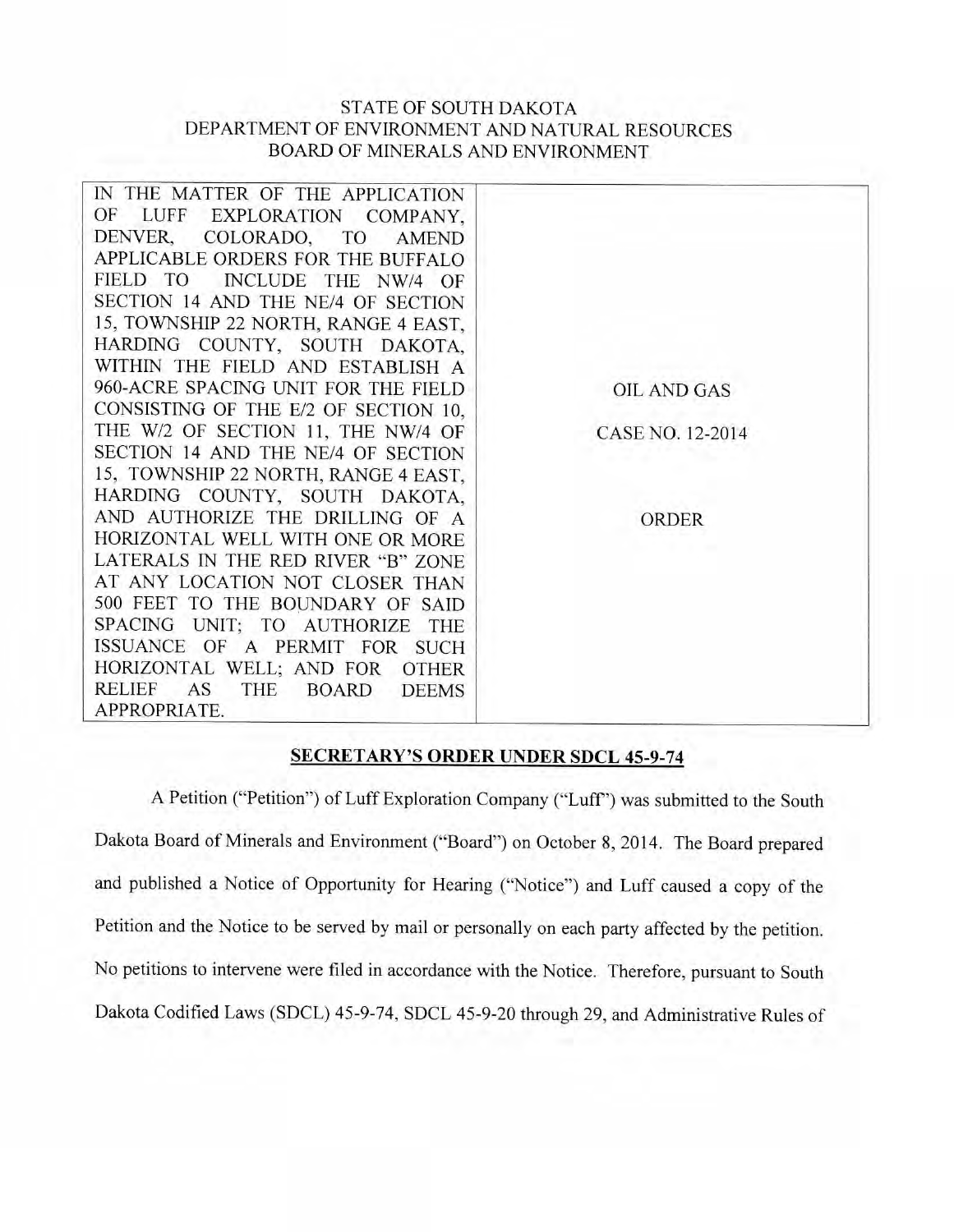STATE OF SOUTH DAKOTA
DEPARTMENT OF ENVIRONMENT AND NATURAL RESOURCES
BOARD OF MINERALS AND ENVIRONMENT

| IN THE MATTER OF THE APPLICATION OF LUFF EXPLORATION COMPANY, DENVER, COLORADO, TO AMEND APPLICABLE ORDERS FOR THE BUFFALO FIELD TO INCLUDE THE NW/4 OF SECTION 14 AND THE NE/4 OF SECTION 15, TOWNSHIP 22 NORTH, RANGE 4 EAST, HARDING COUNTY, SOUTH DAKOTA, WITHIN THE FIELD AND ESTABLISH A 960-ACRE SPACING UNIT FOR THE FIELD CONSISTING OF THE E/2 OF SECTION 10, THE W/2 OF SECTION 11, THE NW/4 OF SECTION 14 AND THE NE/4 OF SECTION 15, TOWNSHIP 22 NORTH, RANGE 4 EAST, HARDING COUNTY, SOUTH DAKOTA, AND AUTHORIZE THE DRILLING OF A HORIZONTAL WELL WITH ONE OR MORE LATERALS IN THE RED RIVER "B" ZONE AT ANY LOCATION NOT CLOSER THAN 500 FEET TO THE BOUNDARY OF SAID SPACING UNIT; TO AUTHORIZE THE ISSUANCE OF A PERMIT FOR SUCH HORIZONTAL WELL; AND FOR OTHER RELIEF AS THE BOARD DEEMS APPROPRIATE. | OIL AND GAS<br><br>CASE NO. 12-2014<br><br>ORDER |
|---|---|

**SECRETARY'S ORDER UNDER SDCL 45-9-74**

A Petition ("Petition") of Luff Exploration Company ("Luff") was submitted to the South Dakota Board of Minerals and Environment ("Board") on October 8, 2014. The Board prepared and published a Notice of Opportunity for Hearing ("Notice") and Luff caused a copy of the Petition and the Notice to be served by mail or personally on each party affected by the petition. No petitions to intervene were filed in accordance with the Notice. Therefore, pursuant to South Dakota Codified Laws (SDCL) 45-9-74, SDCL 45-9-20 through 29, and Administrative Rules of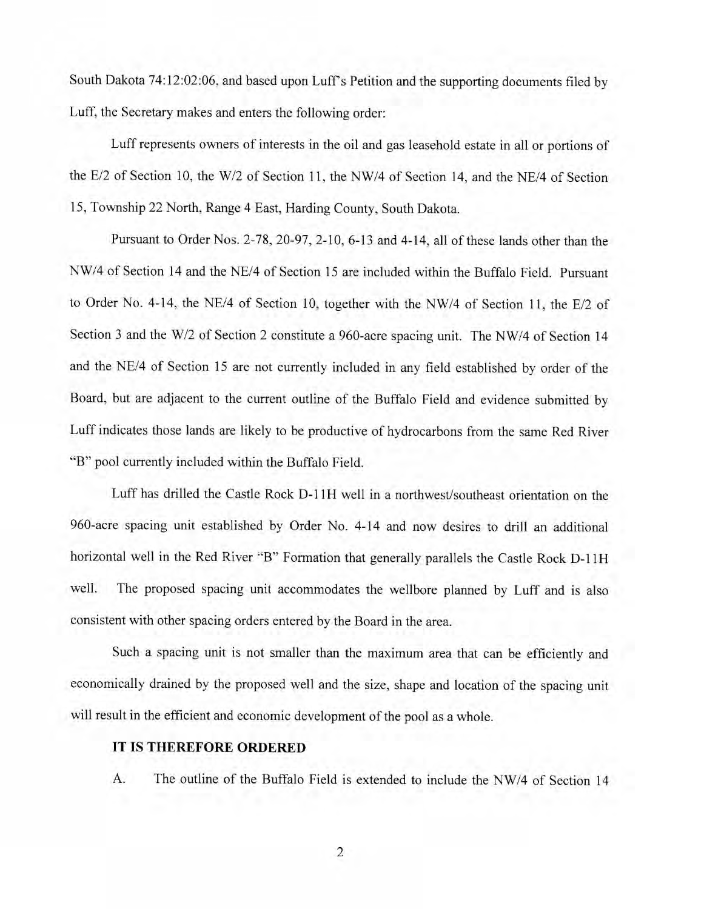South Dakota 74:12:02:06, and based upon Luff's Petition and the supporting documents filed by Luff, the Secretary makes and enters the following order:

Luff represents owners of interests in the oil and gas leasehold estate in all or portions of the E/2 of Section 10, the W/2 of Section 11, the NW/4 of Section 14, and the NE/4 of Section 15, Township 22 North, Range 4 East, Harding County, South Dakota.

Pursuant to Order Nos. 2-78, 20-97, 2-10, 6-13 and 4-14, all of these lands other than the NW/4 of Section 14 and the NE/4 of Section 15 are included within the Buffalo Field. Pursuant to Order No. 4-14, the NE/4 of Section 10, together with the NW/4 of Section 11, the E/2 of Section 3 and the W/2 of Section 2 constitute a 960-acre spacing unit. The NW/4 of Section 14 and the NE/4 of Section 15 are not currently included in any field established by order of the Board, but are adjacent to the current outline of the Buffalo Field and evidence submitted by Luff indicates those lands are likely to be productive of hydrocarbons from the same Red River "B" pool currently included within the Buffalo Field.

Luff has drilled the Castle Rock D-11H well in a northwest/southeast orientation on the 960-acre spacing unit established by Order No. 4-14 and now desires to drill an additional horizontal well in the Red River "B" Formation that generally parallels the Castle Rock D-11H well. The proposed spacing unit accommodates the wellbore planned by Luff and is also consistent with other spacing orders entered by the Board in the area.

Such a spacing unit is not smaller than the maximum area that can be efficiently and economically drained by the proposed well and the size, shape and location of the spacing unit will result in the efficient and economic development of the pool as a whole.

**IT IS THEREFORE ORDERED**

A. The outline of the Buffalo Field is extended to include the NW/4 of Section 14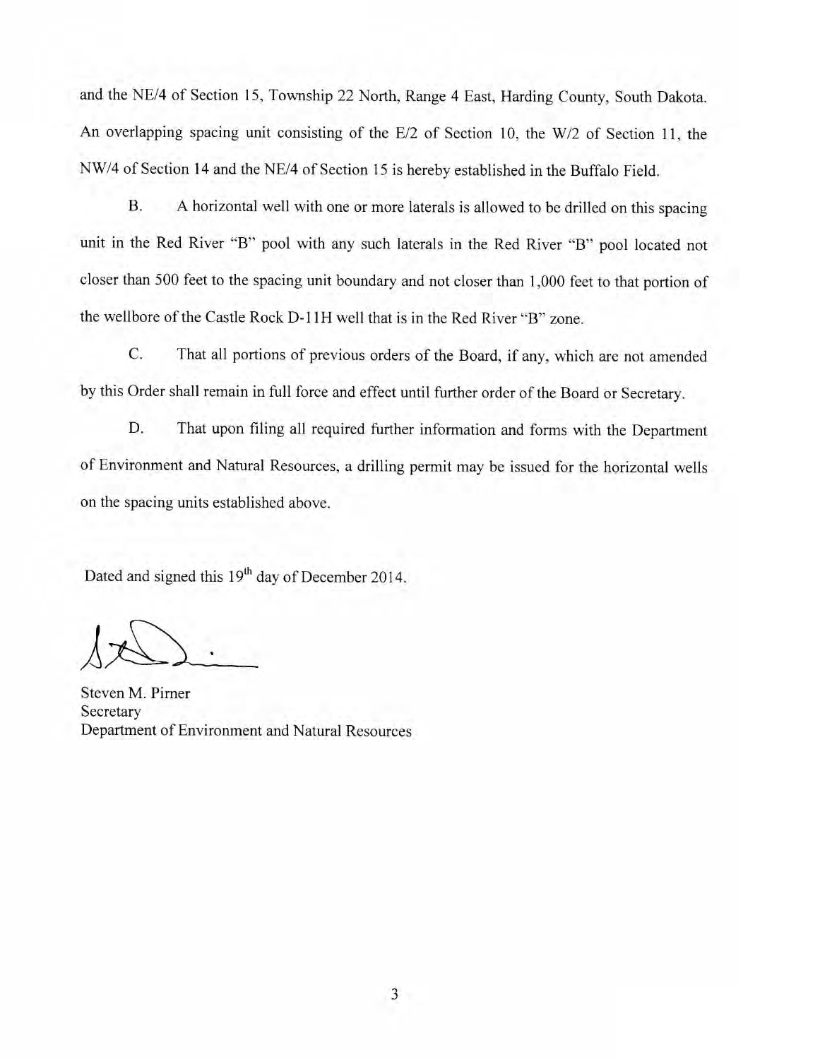and the NE/4 of Section 15, Township 22 North, Range 4 East, Harding County, South Dakota. An overlapping spacing unit consisting of the E/2 of Section 10, the W/2 of Section 11, the NW/4 of Section 14 and the NE/4 of Section 15 is hereby established in the Buffalo Field.

B. A horizontal well with one or more laterals is allowed to be drilled on this spacing unit in the Red River "B" pool with any such laterals in the Red River "B" pool located not closer than 500 feet to the spacing unit boundary and not closer than 1,000 feet to that portion of the wellbore of the Castle Rock D-11H well that is in the Red River "B" zone.

C. That all portions of previous orders of the Board, if any, which are not amended by this Order shall remain in full force and effect until further order of the Board or Secretary.

D. That upon filing all required further information and forms with the Department of Environment and Natural Resources, a drilling permit may be issued for the horizontal wells on the spacing units established above.

Dated and signed this 19th day of December 2014.

Steven M. Pirner
Secretary
Department of Environment and Natural Resources